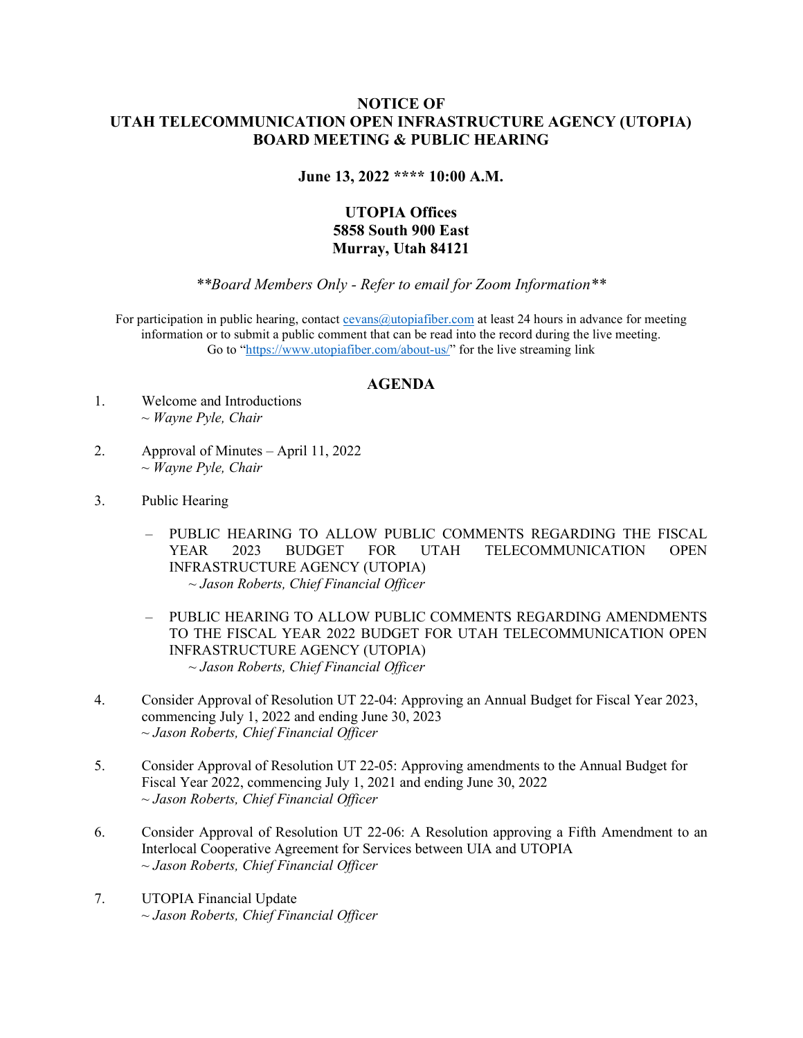# NOTICE OF UTAH TELECOMMUNICATION OPEN INFRASTRUCTURE AGENCY (UTOPIA) BOARD MEETING & PUBLIC HEARING

**June 13, 2022 **** 10:00 A.M.**

**UTOPIA Offices**
**5858 South 900 East**
**Murray, Utah 84121**

*\*\*Board Members Only - Refer to email for Zoom Information\*\**

For participation in public hearing, contact cevans@utopiafiber.com at least 24 hours in advance for meeting information or to submit a public comment that can be read into the record during the live meeting. Go to "https://www.utopiafiber.com/about-us/" for the live streaming link

## AGENDA

1. Welcome and Introductions
   *~ Wayne Pyle, Chair*

2. Approval of Minutes – April 11, 2022
   *~ Wayne Pyle, Chair*

3. Public Hearing

   – PUBLIC HEARING TO ALLOW PUBLIC COMMENTS REGARDING THE FISCAL YEAR 2023 BUDGET FOR UTAH TELECOMMUNICATION OPEN INFRASTRUCTURE AGENCY (UTOPIA)
     *~ Jason Roberts, Chief Financial Officer*

   – PUBLIC HEARING TO ALLOW PUBLIC COMMENTS REGARDING AMENDMENTS TO THE FISCAL YEAR 2022 BUDGET FOR UTAH TELECOMMUNICATION OPEN INFRASTRUCTURE AGENCY (UTOPIA)
     *~ Jason Roberts, Chief Financial Officer*

4. Consider Approval of Resolution UT 22-04: Approving an Annual Budget for Fiscal Year 2023, commencing July 1, 2022 and ending June 30, 2023
   *~ Jason Roberts, Chief Financial Officer*

5. Consider Approval of Resolution UT 22-05: Approving amendments to the Annual Budget for Fiscal Year 2022, commencing July 1, 2021 and ending June 30, 2022
   *~ Jason Roberts, Chief Financial Officer*

6. Consider Approval of Resolution UT 22-06: A Resolution approving a Fifth Amendment to an Interlocal Cooperative Agreement for Services between UIA and UTOPIA
   *~ Jason Roberts, Chief Financial Officer*

7. UTOPIA Financial Update
   *~ Jason Roberts, Chief Financial Officer*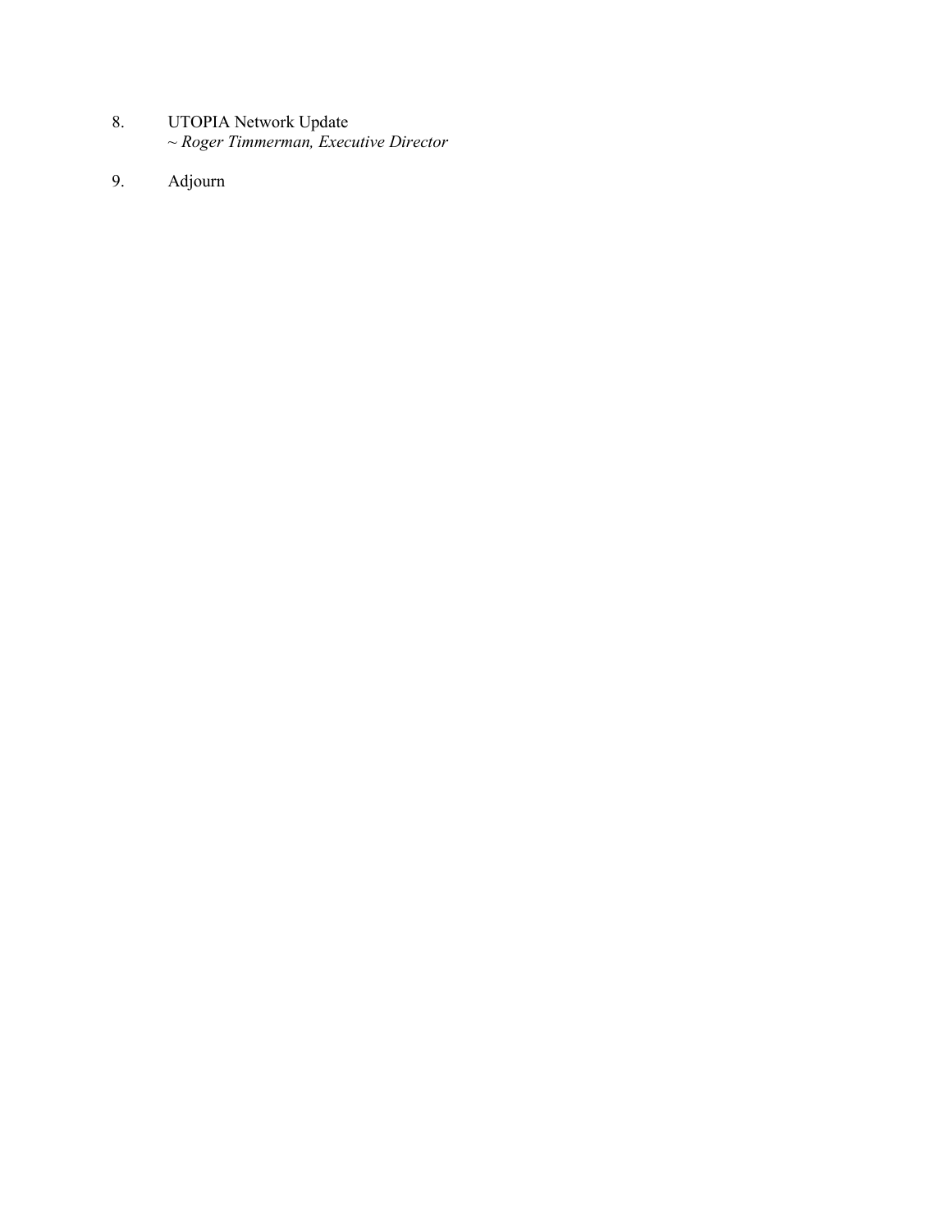8. UTOPIA Network Update
   ~ *Roger Timmerman, Executive Director*

9. Adjourn